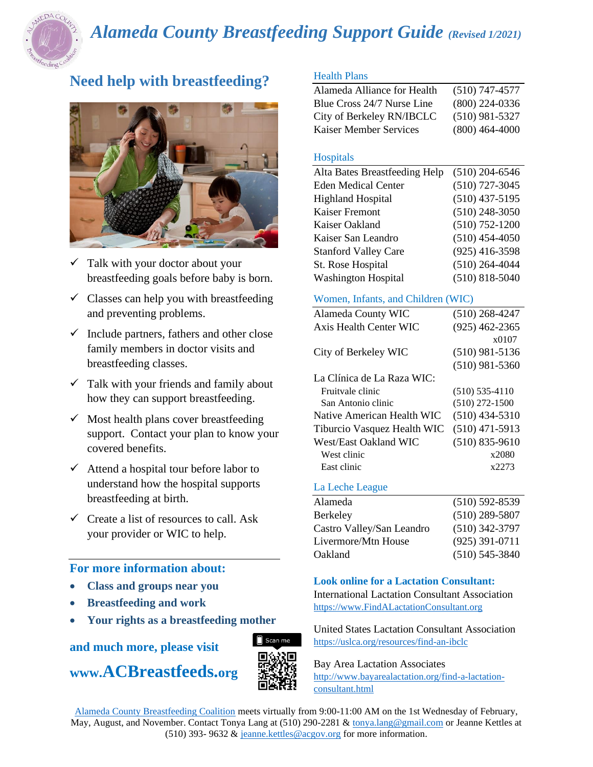# *Alameda County Breastfeeding Support Guide* *(Revised 1/2021)*

## Need help with breastfeeding?

- ✓ Talk with your doctor about your breastfeeding goals before baby is born.
- ✓ Classes can help you with breastfeeding and preventing problems.
- ✓ Include partners, fathers and other close family members in doctor visits and breastfeeding classes.
- ✓ Talk with your friends and family about how they can support breastfeeding.
- ✓ Most health plans cover breastfeeding support. Contact your plan to know your covered benefits.
- ✓ Attend a hospital tour before labor to understand how the hospital supports breastfeeding at birth.
- ✓ Create a list of resources to call. Ask your provider or WIC to help.

**For more information about:**

- **Class and groups near you**
- **Breastfeeding and work**
- **Your rights as a breastfeeding mother**

**and much more, please visit**

**www.ACBreastfeeds.org**

Scan me

### Health Plans

| | |
|---|---|
| Alameda Alliance for Health | (510) 747-4577 |
| Blue Cross 24/7 Nurse Line | (800) 224-0336 |
| City of Berkeley RN/IBCLC | (510) 981-5327 |
| Kaiser Member Services | (800) 464-4000 |

### Hospitals

| | |
|---|---|
| Alta Bates Breastfeeding Help | (510) 204-6546 |
| Eden Medical Center | (510) 727-3045 |
| Highland Hospital | (510) 437-5195 |
| Kaiser Fremont | (510) 248-3050 |
| Kaiser Oakland | (510) 752-1200 |
| Kaiser San Leandro | (510) 454-4050 |
| Stanford Valley Care | (925) 416-3598 |
| St. Rose Hospital | (510) 264-4044 |
| Washington Hospital | (510) 818-5040 |

### Women, Infants, and Children (WIC)

| | |
|---|---|
| Alameda County WIC | (510) 268-4247 |
| Axis Health Center WIC | (925) 462-2365 x0107 |
| City of Berkeley WIC | (510) 981-5136 |
| | (510) 981-5360 |
| La Clínica de La Raza WIC: | |
| Fruitvale clinic | (510) 535-4110 |
| San Antonio clinic | (510) 272-1500 |
| Native American Health WIC | (510) 434-5310 |
| Tiburcio Vasquez Health WIC | (510) 471-5913 |
| West/East Oakland WIC | (510) 835-9610 |
| West clinic | x2080 |
| East clinic | x2273 |

### La Leche League

| | |
|---|---|
| Alameda | (510) 592-8539 |
| Berkeley | (510) 289-5807 |
| Castro Valley/San Leandro | (510) 342-3797 |
| Livermore/Mtn House | (925) 391-0711 |
| Oakland | (510) 545-3840 |

**Look online for a Lactation Consultant:**

International Lactation Consultant Association
https://www.FindALactationConsultant.org

United States Lactation Consultant Association
https://uslca.org/resources/find-an-ibclc

Bay Area Lactation Associates
http://www.bayarealactation.org/find-a-lactation-consultant.html

Alameda County Breastfeeding Coalition meets virtually from 9:00-11:00 AM on the 1st Wednesday of February, May, August, and November. Contact Tonya Lang at (510) 290-2281 & tonya.lang@gmail.com or Jeanne Kettles at (510) 393- 9632 & jeanne.kettles@acgov.org for more information.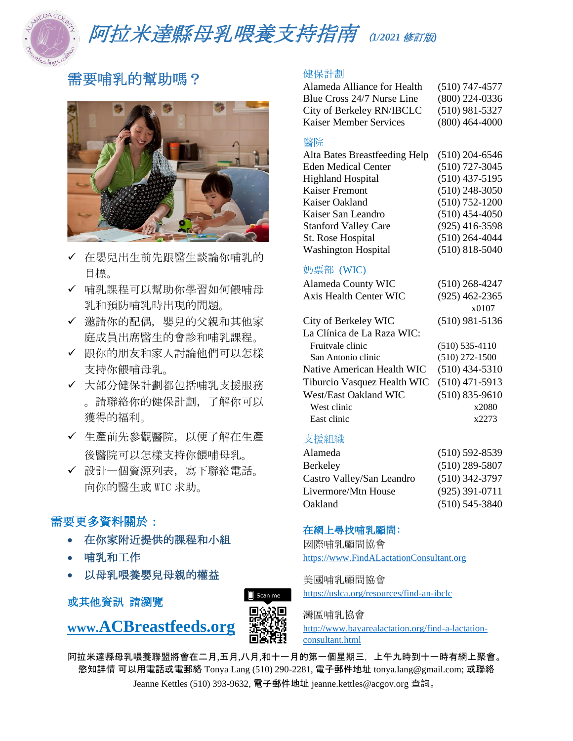# 阿拉米達縣母乳喂養支持指南 *(1/2021 修訂版)*

## 需要哺乳的幫助嗎？

- ✓ 在嬰兒出生前先跟醫生談論你哺乳的目標。
- ✓ 哺乳課程可以幫助你學習如何餵哺母乳和預防哺乳時出現的問題。
- ✓ 邀請你的配偶，嬰兒的父親和其他家庭成員出席醫生的會診和哺乳課程。
- ✓ 跟你的朋友和家人討論他們可以怎樣支持你餵哺母乳。
- ✓ 大部分健保計劃都包括哺乳支援服務。請聯絡你的健保計劃，了解你可以獲得的福利。
- ✓ 生產前先參觀醫院，以便了解在生產後醫院可以怎樣支持你餵哺母乳。
- ✓ 設計一個資源列表，寫下聯絡電話。向你的醫生或 WIC 求助。

## 需要更多資料關於：

- **在你家附近提供的課程和小組**
- **哺乳和工作**
- **以母乳喂養嬰兒母親的權益**

**或其他資訊 請瀏覽**

**www.ACBreastfeeds.org**

Scan me

### 健保計劃

| | |
|---|---|
| Alameda Alliance for Health | (510) 747-4577 |
| Blue Cross 24/7 Nurse Line | (800) 224-0336 |
| City of Berkeley RN/IBCLC | (510) 981-5327 |
| Kaiser Member Services | (800) 464-4000 |

### 醫院

| | |
|---|---|
| Alta Bates Breastfeeding Help | (510) 204-6546 |
| Eden Medical Center | (510) 727-3045 |
| Highland Hospital | (510) 437-5195 |
| Kaiser Fremont | (510) 248-3050 |
| Kaiser Oakland | (510) 752-1200 |
| Kaiser San Leandro | (510) 454-4050 |
| Stanford Valley Care | (925) 416-3598 |
| St. Rose Hospital | (510) 264-4044 |
| Washington Hospital | (510) 818-5040 |

### 奶票部 (WIC)

| | |
|---|---|
| Alameda County WIC | (510) 268-4247 |
| Axis Health Center WIC | (925) 462-2365 x0107 |
| City of Berkeley WIC | (510) 981-5136 |
| La Clínica de La Raza WIC: | |
| Fruitvale clinic | (510) 535-4110 |
| San Antonio clinic | (510) 272-1500 |
| Native American Health WIC | (510) 434-5310 |
| Tiburcio Vasquez Health WIC | (510) 471-5913 |
| West/East Oakland WIC | (510) 835-9610 |
| West clinic | x2080 |
| East clinic | x2273 |

### 支援組織

| | |
|---|---|
| Alameda | (510) 592-8539 |
| Berkeley | (510) 289-5807 |
| Castro Valley/San Leandro | (510) 342-3797 |
| Livermore/Mtn House | (925) 391-0711 |
| Oakland | (510) 545-3840 |

### 在網上尋找哺乳顧問：

國際哺乳顧問協會
https://www.FindALactationConsultant.org

美國哺乳顧問協會
https://uslca.org/resources/find-an-ibclc

灣區哺乳協會
http://www.bayarealactation.org/find-a-lactation-consultant.html

**阿拉米達縣母乳喂養聯盟將會在二月,五月,八月,和十一月的第一個星期三，上午九時到十一時有網上聚會。您知詳情 可以用電話或電郵絡** Tonya Lang (510) 290-2281, **電子郵件地址** tonya.lang@gmail.com; **或聯絡** Jeanne Kettles (510) 393-9632, **電子郵件地址** jeanne.kettles@acgov.org 查詢。